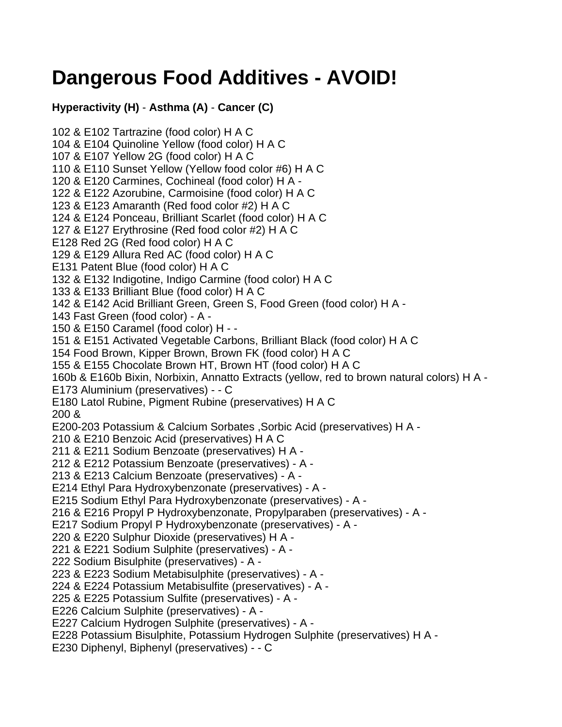# Dangerous Food Additives - AVOID!

**Hyperactivity (H)** - **Asthma (A)** - **Cancer (C)**

102 & E102 Tartrazine (food color) H A C
104 & E104 Quinoline Yellow (food color) H A C
107 & E107 Yellow 2G (food color) H A C
110 & E110 Sunset Yellow (Yellow food color #6) H A C
120 & E120 Carmines, Cochineal (food color) H A -
122 & E122 Azorubine, Carmoisine (food color) H A C
123 & E123 Amaranth (Red food color #2) H A C
124 & E124 Ponceau, Brilliant Scarlet (food color) H A C
127 & E127 Erythrosine (Red food color #2) H A C
E128 Red 2G (Red food color) H A C
129 & E129 Allura Red AC (food color) H A C
E131 Patent Blue (food color) H A C
132 & E132 Indigotine, Indigo Carmine (food color) H A C
133 & E133 Brilliant Blue (food color) H A C
142 & E142 Acid Brilliant Green, Green S, Food Green (food color) H A -
143 Fast Green (food color) - A -
150 & E150 Caramel (food color) H - -
151 & E151 Activated Vegetable Carbons, Brilliant Black (food color) H A C
154 Food Brown, Kipper Brown, Brown FK (food color) H A C
155 & E155 Chocolate Brown HT, Brown HT (food color) H A C
160b & E160b Bixin, Norbixin, Annatto Extracts (yellow, red to brown natural colors) H A -
E173 Aluminium (preservatives) - - C
E180 Latol Rubine, Pigment Rubine (preservatives) H A C
200 &
E200-203 Potassium & Calcium Sorbates ,Sorbic Acid (preservatives) H A -
210 & E210 Benzoic Acid (preservatives) H A C
211 & E211 Sodium Benzoate (preservatives) H A -
212 & E212 Potassium Benzoate (preservatives) - A -
213 & E213 Calcium Benzoate (preservatives) - A -
E214 Ethyl Para Hydroxybenzonate (preservatives) - A -
E215 Sodium Ethyl Para Hydroxybenzonate (preservatives) - A -
216 & E216 Propyl P Hydroxybenzonate, Propylparaben (preservatives) - A -
E217 Sodium Propyl P Hydroxybenzonate (preservatives) - A -
220 & E220 Sulphur Dioxide (preservatives) H A -
221 & E221 Sodium Sulphite (preservatives) - A -
222 Sodium Bisulphite (preservatives) - A -
223 & E223 Sodium Metabisulphite (preservatives) - A -
224 & E224 Potassium Metabisulfite (preservatives) - A -
225 & E225 Potassium Sulfite (preservatives) - A -
E226 Calcium Sulphite (preservatives) - A -
E227 Calcium Hydrogen Sulphite (preservatives) - A -
E228 Potassium Bisulphite, Potassium Hydrogen Sulphite (preservatives) H A -
E230 Diphenyl, Biphenyl (preservatives) - - C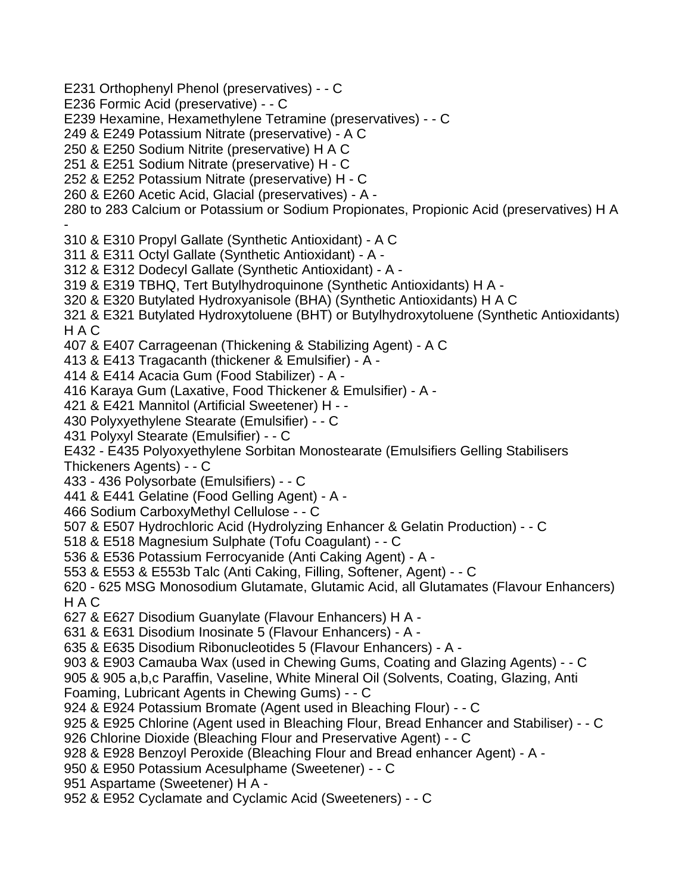E231 Orthophenyl Phenol (preservatives) - - C

E236 Formic Acid (preservative) - - C

E239 Hexamine, Hexamethylene Tetramine (preservatives) - - C

249 & E249 Potassium Nitrate (preservative) - A C

250 & E250 Sodium Nitrite (preservative) H A C

251 & E251 Sodium Nitrate (preservative) H - C

252 & E252 Potassium Nitrate (preservative) H - C

260 & E260 Acetic Acid, Glacial (preservatives) - A -

280 to 283 Calcium or Potassium or Sodium Propionates, Propionic Acid (preservatives) H A -

310 & E310 Propyl Gallate (Synthetic Antioxidant) - A C

311 & E311 Octyl Gallate (Synthetic Antioxidant) - A -

312 & E312 Dodecyl Gallate (Synthetic Antioxidant) - A -

319 & E319 TBHQ, Tert Butylhydroquinone (Synthetic Antioxidants) H A -

320 & E320 Butylated Hydroxyanisole (BHA) (Synthetic Antioxidants) H A C

321 & E321 Butylated Hydroxytoluene (BHT) or Butylhydroxytoluene (Synthetic Antioxidants) H A C

407 & E407 Carrageenan (Thickening & Stabilizing Agent) - A C

413 & E413 Tragacanth (thickener & Emulsifier) - A -

414 & E414 Acacia Gum (Food Stabilizer) - A -

416 Karaya Gum (Laxative, Food Thickener & Emulsifier) - A -

421 & E421 Mannitol (Artificial Sweetener) H - -

430 Polyxyethylene Stearate (Emulsifier) - - C

431 Polyxyl Stearate (Emulsifier) - - C

E432 - E435 Polyoxyethylene Sorbitan Monostearate (Emulsifiers Gelling Stabilisers Thickeners Agents) - - C

433 - 436 Polysorbate (Emulsifiers) - - C

441 & E441 Gelatine (Food Gelling Agent) - A -

466 Sodium CarboxyMethyl Cellulose - - C

507 & E507 Hydrochloric Acid (Hydrolyzing Enhancer & Gelatin Production) - - C

518 & E518 Magnesium Sulphate (Tofu Coagulant) - - C

536 & E536 Potassium Ferrocyanide (Anti Caking Agent) - A -

553 & E553 & E553b Talc (Anti Caking, Filling, Softener, Agent) - - C

620 - 625 MSG Monosodium Glutamate, Glutamic Acid, all Glutamates (Flavour Enhancers) H A C

627 & E627 Disodium Guanylate (Flavour Enhancers) H A -

631 & E631 Disodium Inosinate 5 (Flavour Enhancers) - A -

635 & E635 Disodium Ribonucleotides 5 (Flavour Enhancers) - A -

903 & E903 Camauba Wax (used in Chewing Gums, Coating and Glazing Agents) - - C

905 & 905 a,b,c Paraffin, Vaseline, White Mineral Oil (Solvents, Coating, Glazing, Anti Foaming, Lubricant Agents in Chewing Gums) - - C

924 & E924 Potassium Bromate (Agent used in Bleaching Flour) - - C

925 & E925 Chlorine (Agent used in Bleaching Flour, Bread Enhancer and Stabiliser) - - C

926 Chlorine Dioxide (Bleaching Flour and Preservative Agent) - - C

928 & E928 Benzoyl Peroxide (Bleaching Flour and Bread enhancer Agent) - A -

950 & E950 Potassium Acesulphame (Sweetener) - - C

951 Aspartame (Sweetener) H A -

952 & E952 Cyclamate and Cyclamic Acid (Sweeteners) - - C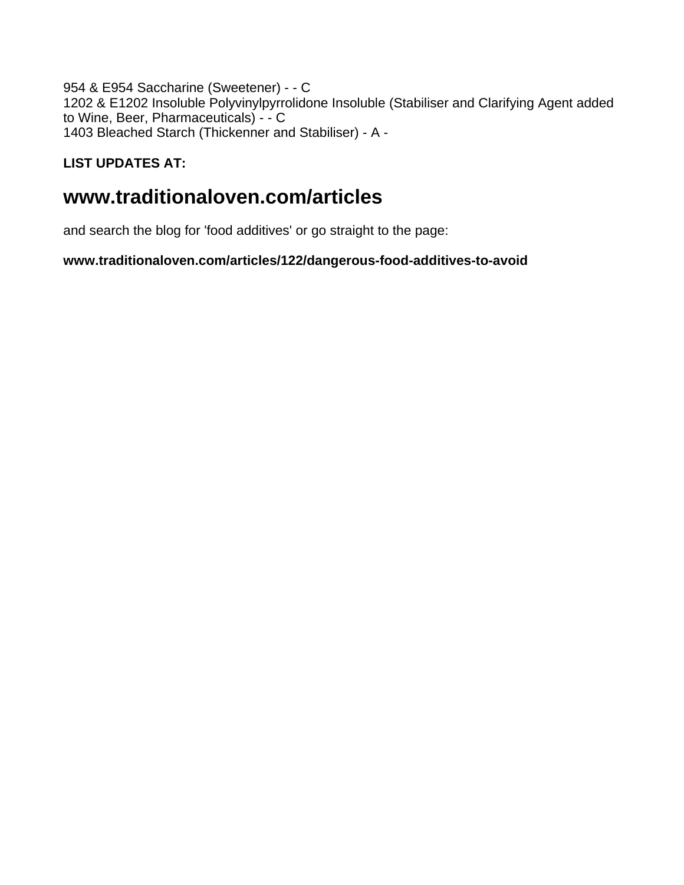954 & E954 Saccharine (Sweetener) - - C
1202 & E1202 Insoluble Polyvinylpyrrolidone Insoluble (Stabiliser and Clarifying Agent added to Wine, Beer, Pharmaceuticals) - - C
1403 Bleached Starch (Thickenner and Stabiliser) - A -

**LIST UPDATES AT:**

## www.traditionaloven.com/articles

and search the blog for 'food additives' or go straight to the page:

**www.traditionaloven.com/articles/122/dangerous-food-additives-to-avoid**